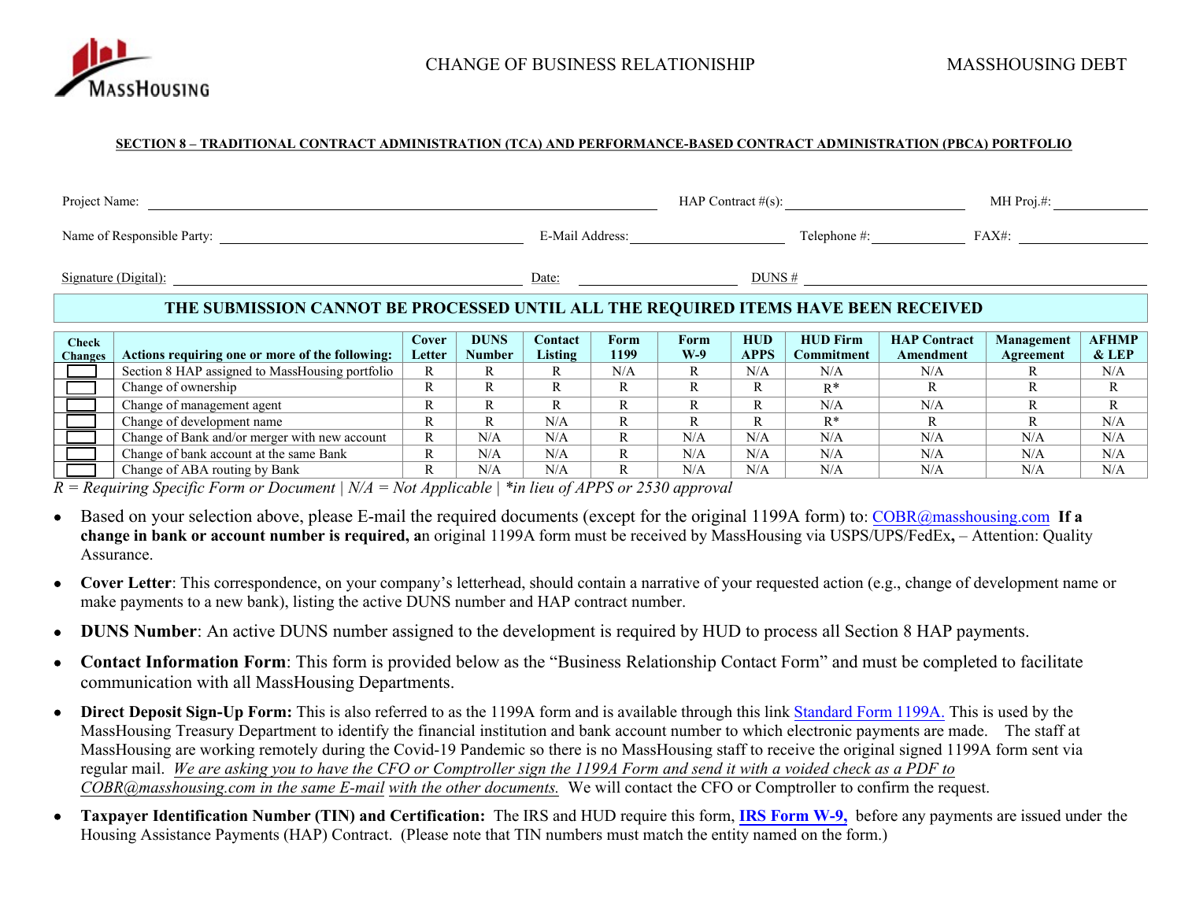MassHousing

CHANGE OF BUSINESS RELATIONISHIP

MASSHOUSING DEBT

**SECTION 8 – TRADITIONAL CONTRACT ADMINISTRATION (TCA) AND PERFORMANCE-BASED CONTRACT ADMINISTRATION (PBCA) PORTFOLIO**

Project Name: ______________________ HAP Contract #(s): ______________ MH Proj.#: __________

Name of Responsible Party: ______________________ E-Mail Address: ______________ Telephone #: __________ FAX#: __________

Signature (Digital): ______________________ Date: ______________ DUNS # ______________

**THE SUBMISSION CANNOT BE PROCESSED UNTIL ALL THE REQUIRED ITEMS HAVE BEEN RECEIVED**

| Check Changes | Actions requiring one or more of the following: | Cover Letter | DUNS Number | Contact Listing | Form 1199 | Form W-9 | HUD APPS | HUD Firm Commitment | HAP Contract Amendment | Management Agreement | AFHMP & LEP |
|---|---|---|---|---|---|---|---|---|---|---|---|
| ☐ | Section 8 HAP assigned to MassHousing portfolio | R | R | R | N/A | R | N/A | N/A | N/A | R | N/A |
| ☐ | Change of ownership | R | R | R | R | R | R | R* | R | R | R |
| ☐ | Change of management agent | R | R | R | R | R | R | N/A | N/A | R | R |
| ☐ | Change of development name | R | R | N/A | R | R | R | R* | R | R | N/A |
| ☐ | Change of Bank and/or merger with new account | R | N/A | N/A | R | N/A | N/A | N/A | N/A | N/A | N/A |
| ☐ | Change of bank account at the same Bank | R | N/A | N/A | R | N/A | N/A | N/A | N/A | N/A | N/A |
| ☐ | Change of ABA routing by Bank | R | N/A | N/A | R | N/A | N/A | N/A | N/A | N/A | N/A |

*R = Requiring Specific Form or Document | N/A = Not Applicable | *in lieu of APPS or 2530 approval*

- Based on your selection above, please E-mail the required documents (except for the original 1199A form) to: COBR@masshousing.com **If a change in bank or account number is required, a**n original 1199A form must be received by MassHousing via USPS/UPS/FedEx**,** – Attention: Quality Assurance.
- **Cover Letter**: This correspondence, on your company's letterhead, should contain a narrative of your requested action (e.g., change of development name or make payments to a new bank), listing the active DUNS number and HAP contract number.
- **DUNS Number**: An active DUNS number assigned to the development is required by HUD to process all Section 8 HAP payments.
- **Contact Information Form**: This form is provided below as the "Business Relationship Contact Form" and must be completed to facilitate communication with all MassHousing Departments.
- **Direct Deposit Sign-Up Form:** This is also referred to as the 1199A form and is available through this link Standard Form 1199A. This is used by the MassHousing Treasury Department to identify the financial institution and bank account number to which electronic payments are made. The staff at MassHousing are working remotely during the Covid-19 Pandemic so there is no MassHousing staff to receive the original signed 1199A form sent via regular mail. *We are asking you to have the CFO or Comptroller sign the 1199A Form and send it with a voided check as a PDF to COBR@masshousing.com in the same E-mail with the other documents.* We will contact the CFO or Comptroller to confirm the request.
- **Taxpayer Identification Number (TIN) and Certification:** The IRS and HUD require this form, **IRS Form W-9,** before any payments are issued under the Housing Assistance Payments (HAP) Contract. (Please note that TIN numbers must match the entity named on the form.)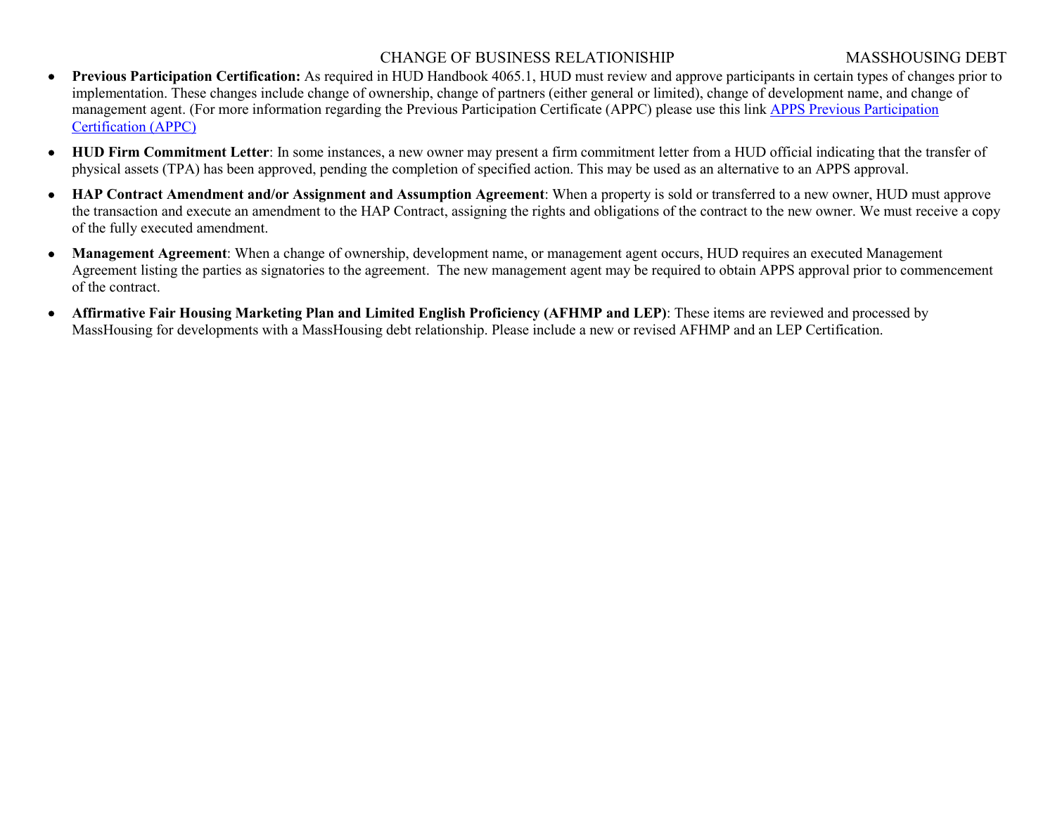- **Previous Participation Certification:** As required in HUD Handbook 4065.1, HUD must review and approve participants in certain types of changes prior to implementation. These changes include change of ownership, change of partners (either general or limited), change of development name, and change of management agent. (For more information regarding the Previous Participation Certificate (APPC) please use this link [APPS Previous Participation Certification (APPC)]

- **HUD Firm Commitment Letter**: In some instances, a new owner may present a firm commitment letter from a HUD official indicating that the transfer of physical assets (TPA) has been approved, pending the completion of specified action. This may be used as an alternative to an APPS approval.

- **HAP Contract Amendment and/or Assignment and Assumption Agreement**: When a property is sold or transferred to a new owner, HUD must approve the transaction and execute an amendment to the HAP Contract, assigning the rights and obligations of the contract to the new owner. We must receive a copy of the fully executed amendment.

- **Management Agreement**: When a change of ownership, development name, or management agent occurs, HUD requires an executed Management Agreement listing the parties as signatories to the agreement. The new management agent may be required to obtain APPS approval prior to commencement of the contract.

- **Affirmative Fair Housing Marketing Plan and Limited English Proficiency (AFHMP and LEP)**: These items are reviewed and processed by MassHousing for developments with a MassHousing debt relationship. Please include a new or revised AFHMP and an LEP Certification.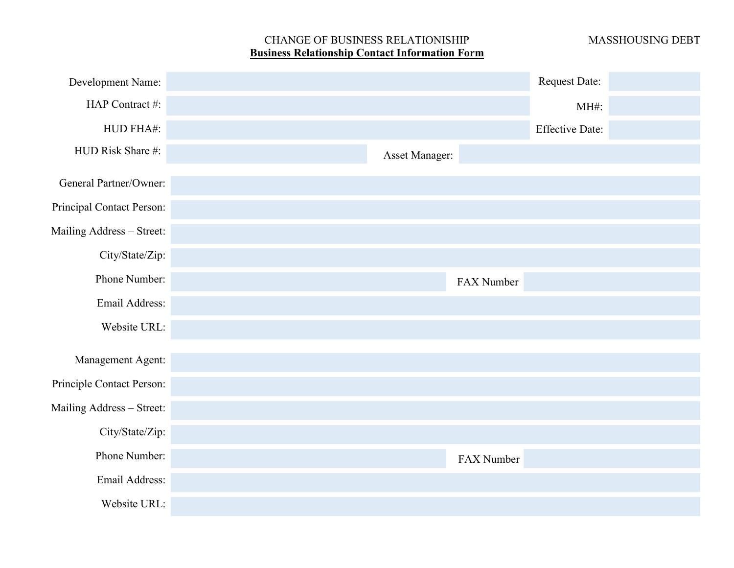CHANGE OF BUSINESS RELATIONSHIP

MASSHOUSING DEBT

**Business Relationship Contact Information Form**

Development Name: ____________________ Request Date: __________

HAP Contract #: ____________________ MH#: __________

HUD FHA#: ____________________ Effective Date: __________

HUD Risk Share #: __________ Asset Manager: __________

General Partner/Owner: ____________________

Principal Contact Person: ____________________

Mailing Address – Street: ____________________

City/State/Zip: ____________________

Phone Number: __________ FAX Number __________

Email Address: ____________________

Website URL: ____________________

Management Agent: ____________________

Principle Contact Person: ____________________

Mailing Address – Street: ____________________

City/State/Zip: ____________________

Phone Number: __________ FAX Number __________

Email Address: ____________________

Website URL: ____________________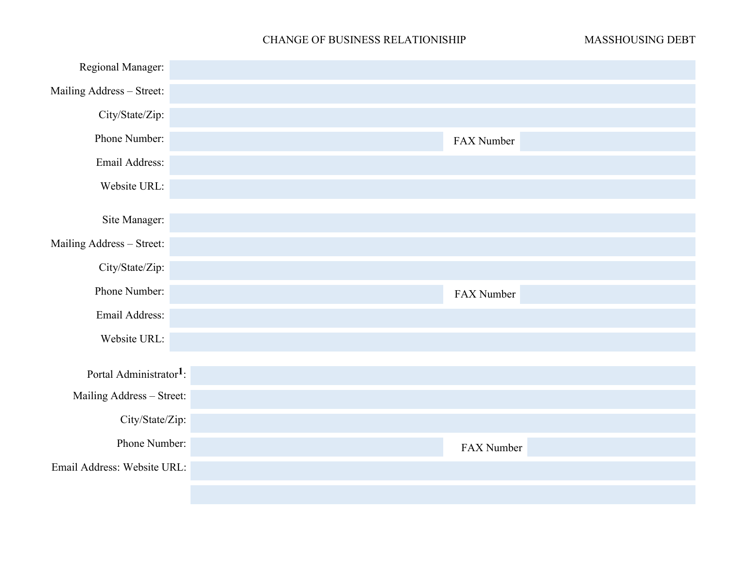CHANGE OF BUSINESS RELATIONSHIP MASSHOUSING DEBT

Regional Manager:

Mailing Address – Street:

City/State/Zip:

Phone Number: FAX Number

Email Address:

Website URL:

Site Manager:

Mailing Address – Street:

City/State/Zip:

Phone Number: FAX Number

Email Address:

Website URL:

Portal Administrator[1]:

Mailing Address – Street:

City/State/Zip:

Phone Number: FAX Number

Email Address: Website URL: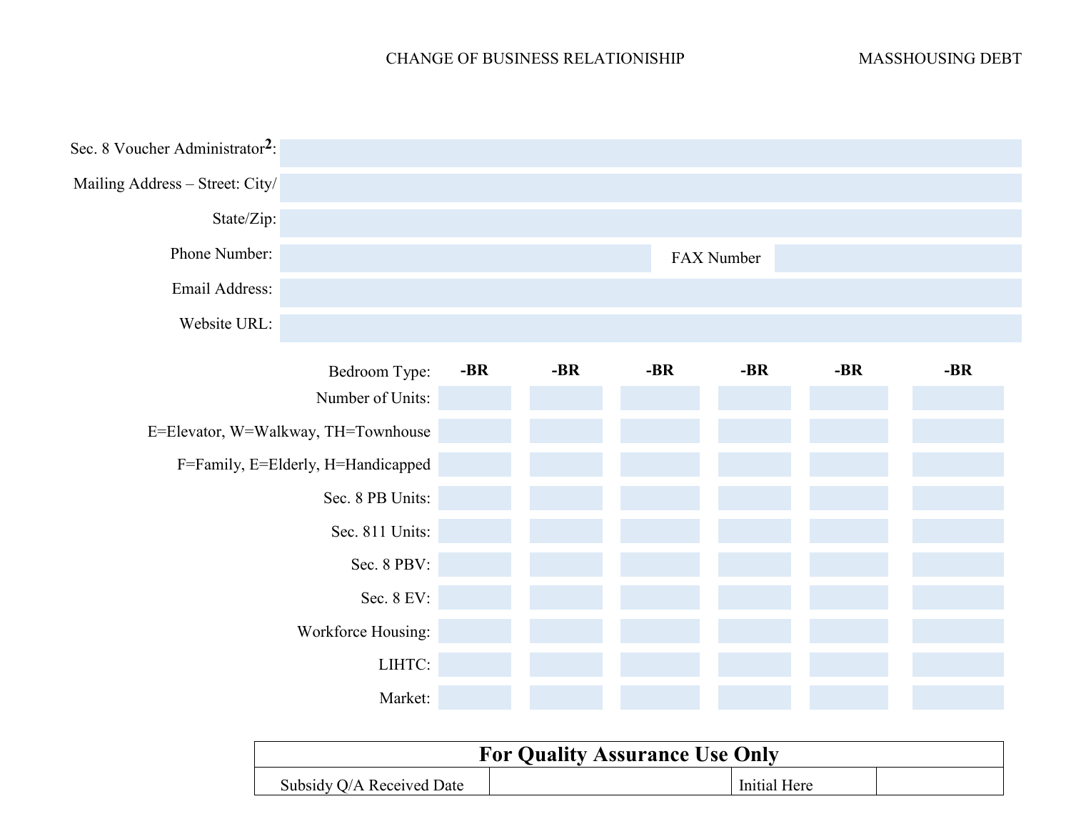Sec. 8 Voucher Administrator[2]:

Mailing Address – Street: City/

State/Zip:

Phone Number: FAX Number

Email Address:

Website URL:

| Bedroom Type: | -BR | -BR | -BR | -BR | -BR | -BR |
|---|---|---|---|---|---|---|
| Number of Units: | | | | | | |
| E=Elevator, W=Walkway, TH=Townhouse | | | | | | |
| F=Family, E=Elderly, H=Handicapped | | | | | | |
| Sec. 8 PB Units: | | | | | | |
| Sec. 811 Units: | | | | | | |
| Sec. 8 PBV: | | | | | | |
| Sec. 8 EV: | | | | | | |
| Workforce Housing: | | | | | | |
| LIHTC: | | | | | | |
| Market: | | | | | | |

| **For Quality Assurance Use Only** | | | |
|---|---|---|---|
| Subsidy Q/A Received Date | | Initial Here | |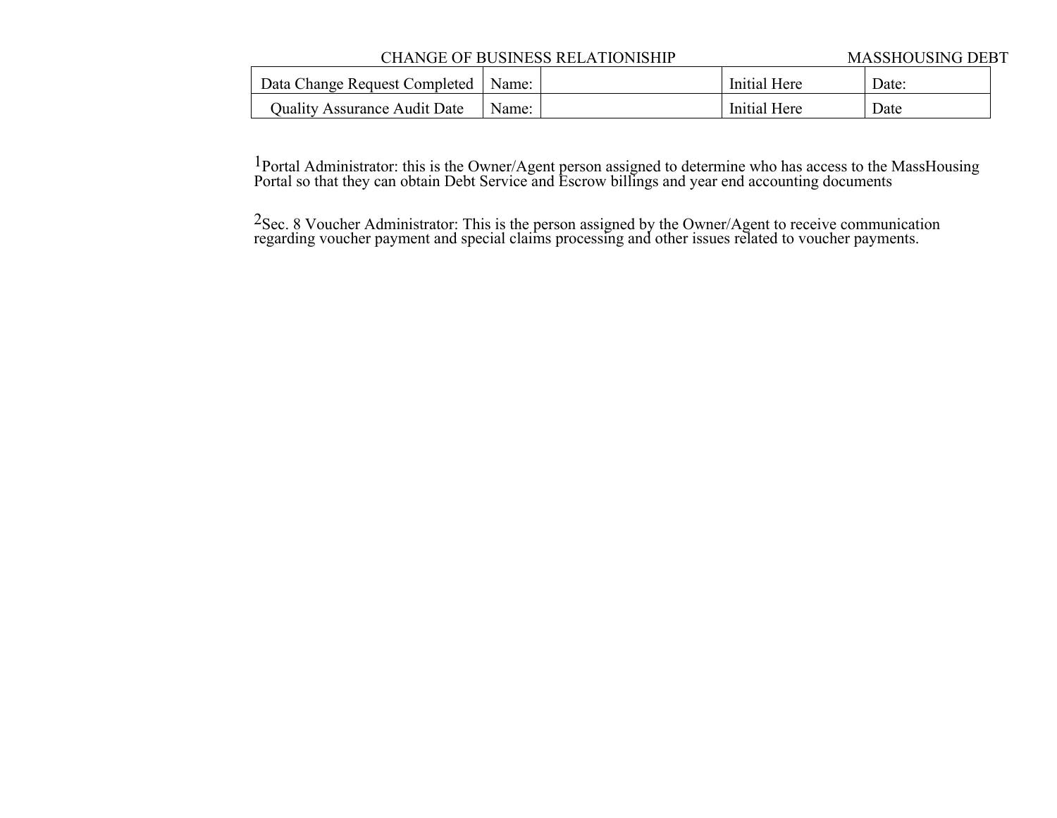| | | | | |
|---|---|---|---|---|
| Data Change Request Completed | Name: | | Initial Here | Date: |
| Quality Assurance Audit Date | Name: | | Initial Here | Date |

[1]Portal Administrator: this is the Owner/Agent person assigned to determine who has access to the MassHousing Portal so that they can obtain Debt Service and Escrow billings and year end accounting documents

[2]Sec. 8 Voucher Administrator: This is the person assigned by the Owner/Agent to receive communication regarding voucher payment and special claims processing and other issues related to voucher payments.